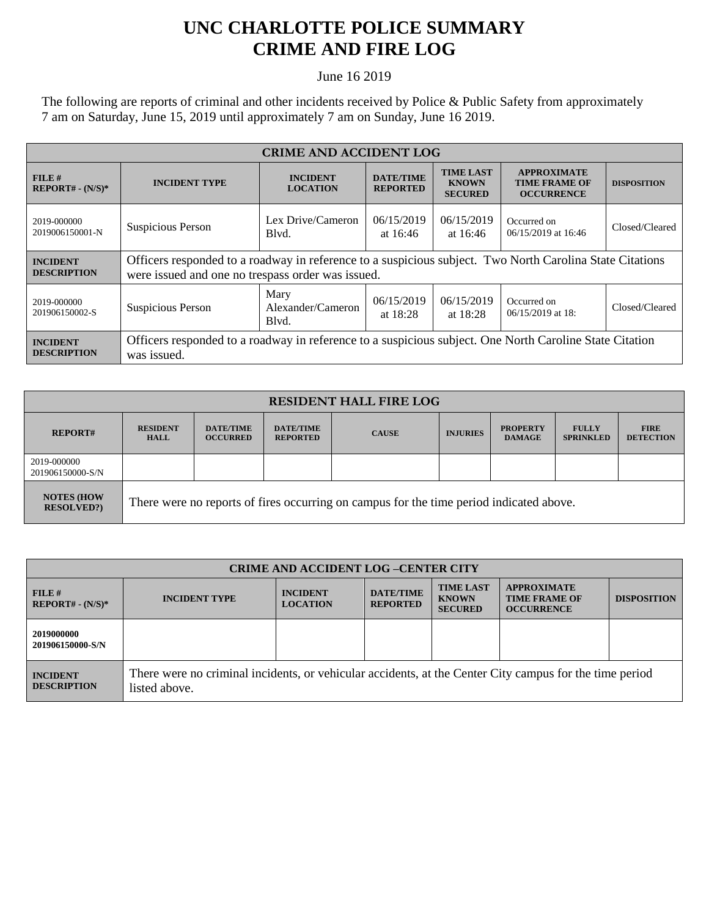# UNC CHARLOTTE POLICE SUMMARY
# CRIME AND FIRE LOG

June 16 2019

The following are reports of criminal and other incidents received by Police & Public Safety from approximately 7 am on Saturday, June 15, 2019 until approximately 7 am on Sunday, June 16 2019.

| CRIME AND ACCIDENT LOG | | | | | | |
|---|---|---|---|---|---|---|
| **FILE # REPORT# - (N/S)*** | **INCIDENT TYPE** | **INCIDENT LOCATION** | **DATE/TIME REPORTED** | **TIME LAST KNOWN SECURED** | **APPROXIMATE TIME FRAME OF OCCURRENCE** | **DISPOSITION** |
| 2019-000000 2019006150001-N | Suspicious Person | Lex Drive/Cameron Blvd. | 06/15/2019 at 16:46 | 06/15/2019 at 16:46 | Occurred on 06/15/2019 at 16:46 | Closed/Cleared |
| **INCIDENT DESCRIPTION** | Officers responded to a roadway in reference to a suspicious subject. Two North Carolina State Citations were issued and one no trespass order was issued. | | | | | |
| 2019-000000 201906150002-S | Suspicious Person | Mary Alexander/Cameron Blvd. | 06/15/2019 at 18:28 | 06/15/2019 at 18:28 | Occurred on 06/15/2019 at 18: | Closed/Cleared |
| **INCIDENT DESCRIPTION** | Officers responded to a roadway in reference to a suspicious subject. One North Caroline State Citation was issued. | | | | | |

| RESIDENT HALL FIRE LOG | | | | | | | | |
|---|---|---|---|---|---|---|---|---|
| **REPORT#** | **RESIDENT HALL** | **DATE/TIME OCCURRED** | **DATE/TIME REPORTED** | **CAUSE** | **INJURIES** | **PROPERTY DAMAGE** | **FULLY SPRINKLED** | **FIRE DETECTION** |
| 2019-000000 201906150000-S/N | | | | | | | | |
| **NOTES (HOW RESOLVED?)** | There were no reports of fires occurring on campus for the time period indicated above. | | | | | | | |

| CRIME AND ACCIDENT LOG –CENTER CITY | | | | | | |
|---|---|---|---|---|---|---|
| **FILE # REPORT# - (N/S)*** | **INCIDENT TYPE** | **INCIDENT LOCATION** | **DATE/TIME REPORTED** | **TIME LAST KNOWN SECURED** | **APPROXIMATE TIME FRAME OF OCCURRENCE** | **DISPOSITION** |
| **2019000000 201906150000-S/N** | | | | | | |
| **INCIDENT DESCRIPTION** | There were no criminal incidents, or vehicular accidents, at the Center City campus for the time period listed above. | | | | | |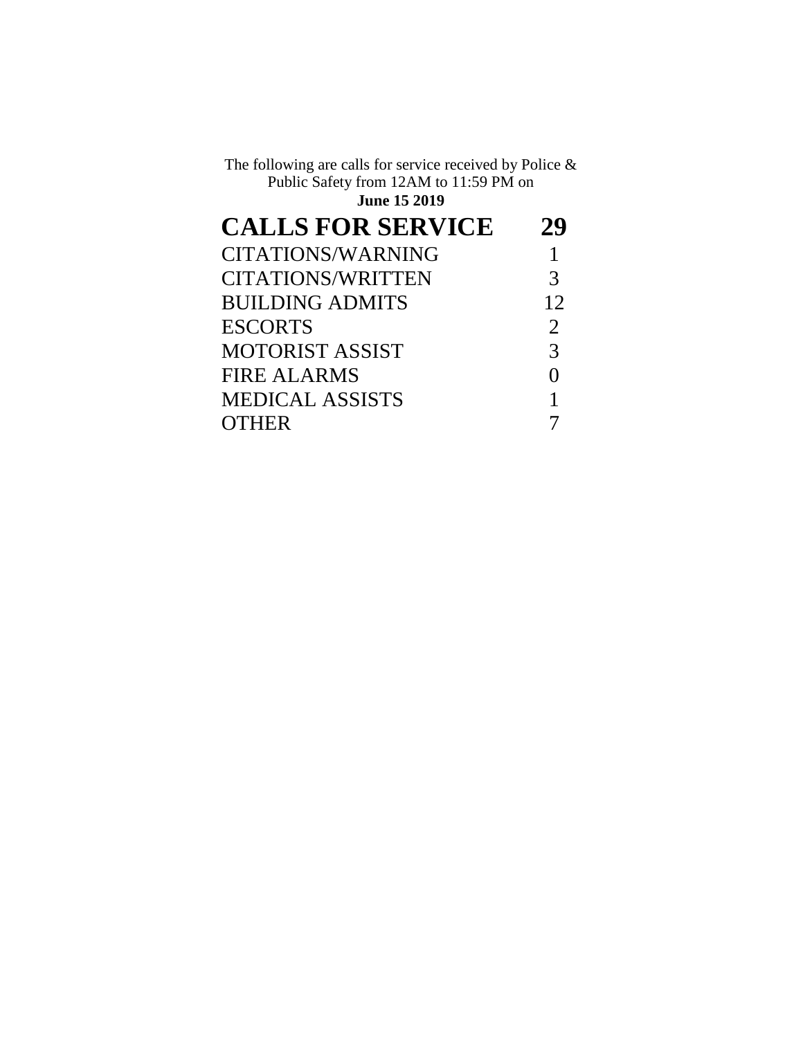The following are calls for service received by Police & Public Safety from 12AM to 11:59 PM on

**June 15 2019**

| | |
|---|---|
| **CALLS FOR SERVICE** | **29** |
| CITATIONS/WARNING | 1 |
| CITATIONS/WRITTEN | 3 |
| BUILDING ADMITS | 12 |
| ESCORTS | 2 |
| MOTORIST ASSIST | 3 |
| FIRE ALARMS | 0 |
| MEDICAL ASSISTS | 1 |
| OTHER | 7 |